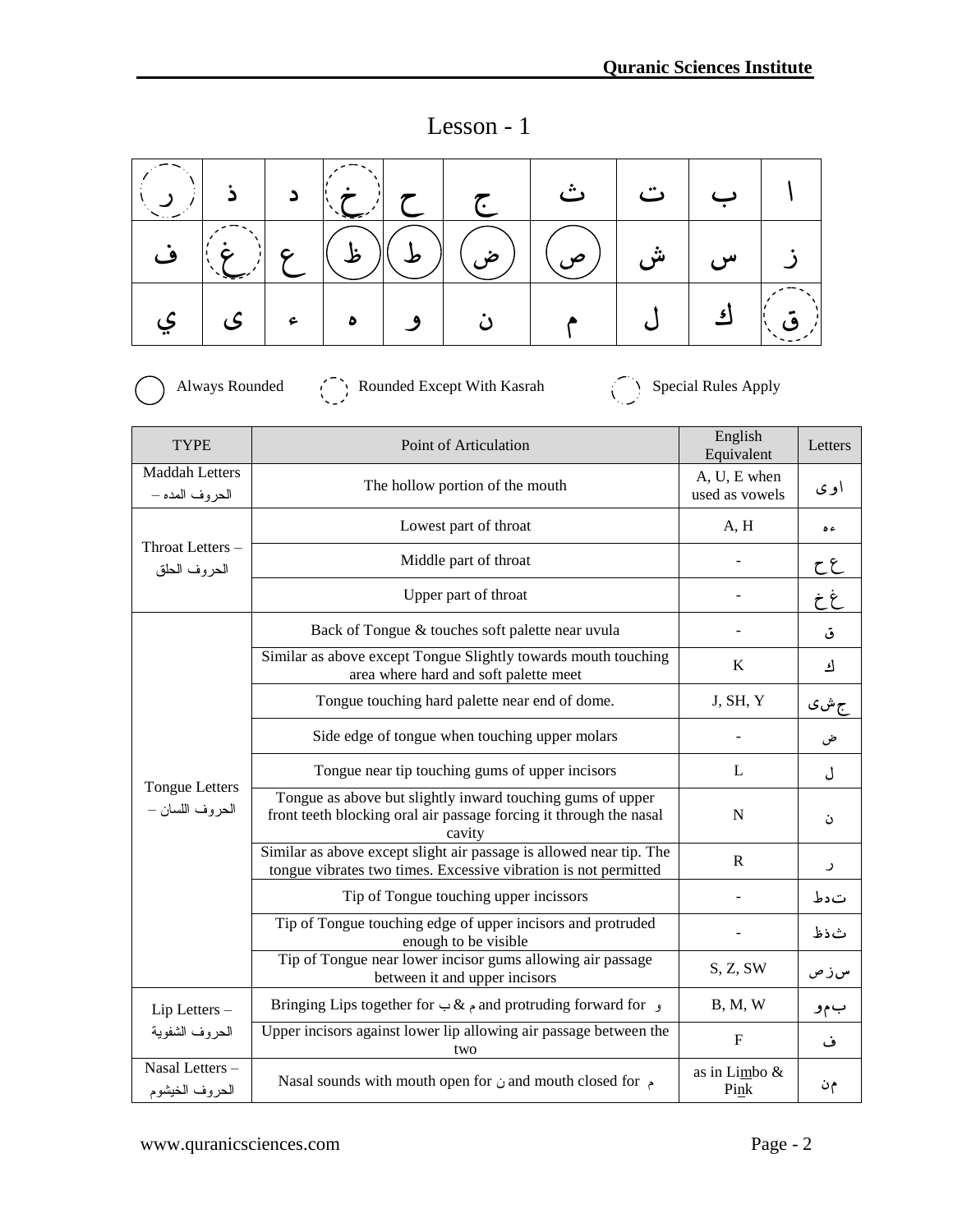# Lesson - 1

| | | | | | | | | | |
|---|---|---|---|---|---|---|---|---|---|
| ر | ذ | د | خ | ح | ج | ث | ت | ب | ا |
| ف | غ | ع | ظ | ط | ض | ص | ش | س | ز |
| ي | ى | ء | ه | و | ن | م | ل | ك | ق |

Always Rounded: ظ ط ض ص

Rounded Except With Kasrah: خ غ ق

Special Rules Apply: ر

| TYPE | Point of Articulation | English Equivalent | Letters |
|---|---|---|---|
| Maddah Letters – الحروف المده | The hollow portion of the mouth | A, U, E when used as vowels | ا و ى |
| Throat Letters – الحروف الحلق | Lowest part of throat | A, H | ء ه |
| | Middle part of throat | - | ع ح |
| | Upper part of throat | - | غ خ |
| Tongue Letters – الحروف اللسان | Back of Tongue & touches soft palette near uvula | - | ق |
| | Similar as above except Tongue Slightly towards mouth touching area where hard and soft palette meet | K | ك |
| | Tongue touching hard palette near end of dome. | J, SH, Y | ج ش ى |
| | Side edge of tongue when touching upper molars | - | ض |
| | Tongue near tip touching gums of upper incisors | L | ل |
| | Tongue as above but slightly inward touching gums of upper front teeth blocking oral air passage forcing it through the nasal cavity | N | ن |
| | Similar as above except slight air passage is allowed near tip. The tongue vibrates two times. Excessive vibration is not permitted | R | ر |
| | Tip of Tongue touching upper incissors | - | ت د ط |
| | Tip of Tongue touching edge of upper incisors and protruded enough to be visible | - | ث ذ ظ |
| | Tip of Tongue near lower incisor gums allowing air passage between it and upper incisors | S, Z, SW | س ز ص |
| Lip Letters – الحروف الشفوية | Bringing Lips together for ب & م and protruding forward for و | B, M, W | ب م و |
| | Upper incisors against lower lip allowing air passage between the two | F | ف |
| Nasal Letters – الحروف الخيشوم | Nasal sounds with mouth open for ن and mouth closed for م | as in Limbo & Pink | م ن |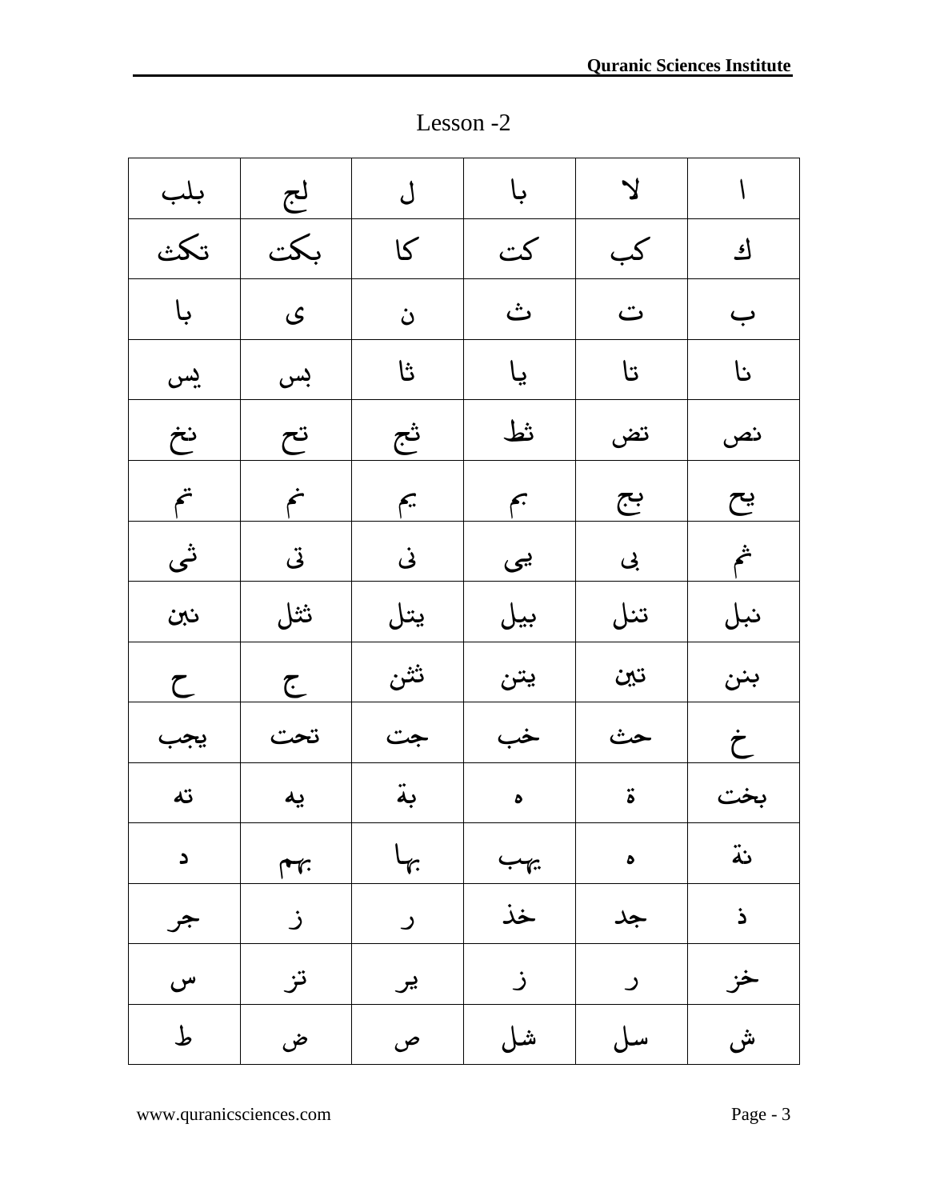# Lesson -2

| بلب | لج | ل | با | لا | ا |
|---|---|---|---|---|---|
| تكث | بكت | كا | كت | كب | ك |
| با | ى | ن | ث | ت | ب |
| يس | بس | ثا | يا | تا | نا |
| نخ | تح | ثج | ثط | تض | نص |
| تم | نم | يم | بم | بج | يح |
| ثى | تى | نى | يى | بى | ثم |
| نبن | ثثل | يتل | بيل | تنل | نبل |
| ح | ج | ثثن | يتن | تين | بنن |
| يجب | تحت | جت | خب | حث | خ |
| ته | يه | بة | ه | ة | بخت |
| د | بهم | بها | يهب | ه | نة |
| جر | ز | ر | خذ | جد | ذ |
| س | تز | ير | ز | ر | خز |
| ط | ض | ص | شل | سل | ش |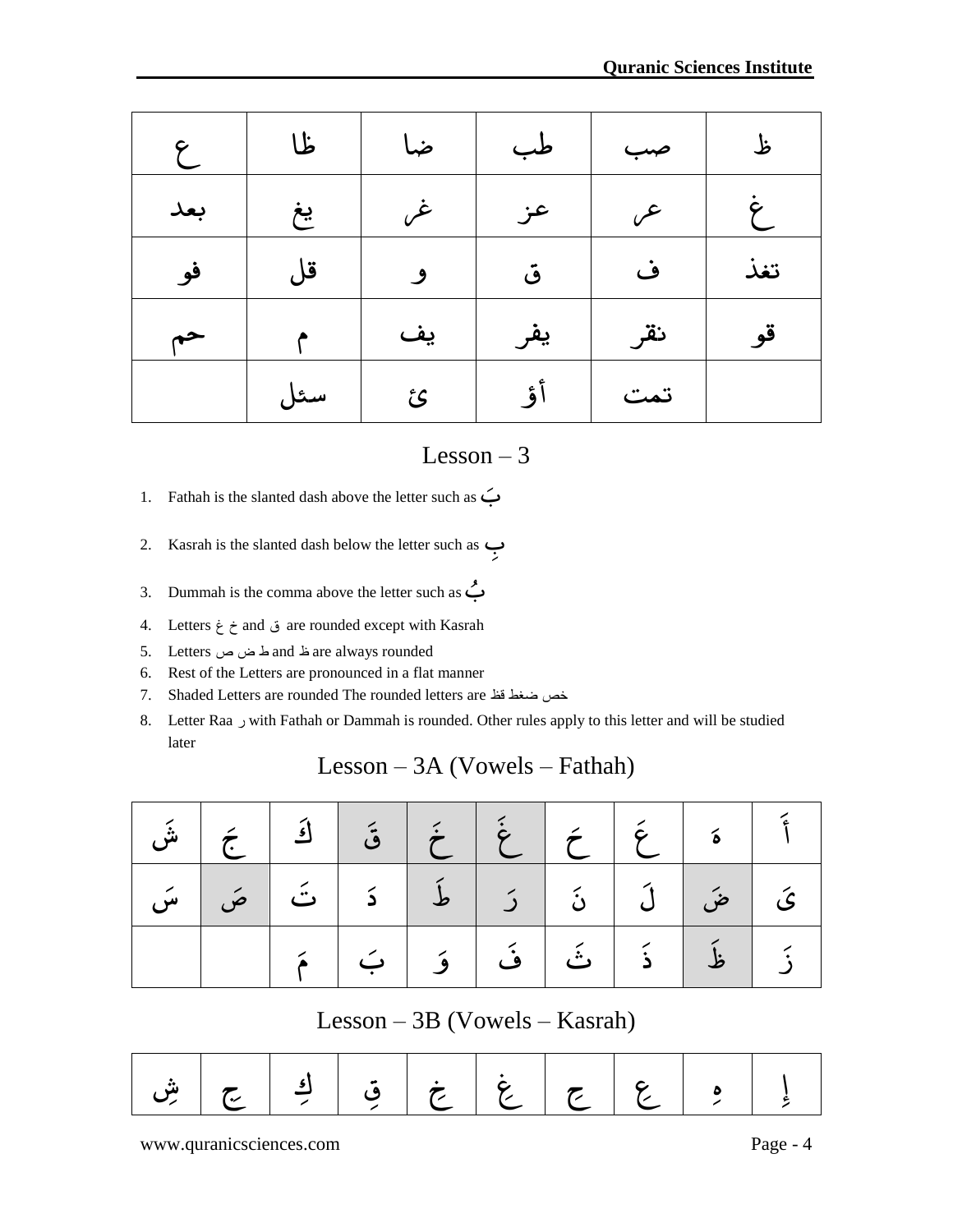| ع | ظا | ضا | طب | صب | ظ |
|---|---|---|---|---|---|
| بعد | يغ | غر | عز | عر | غ |
| فو | قل | و | ق | ف | تغذ |
| حم | م | يف | يفر | نقر | قو |
| | سئل | ئ | أؤ | تمت | |

## Lesson – 3

1. Fathah is the slanted dash above the letter such as بَ
2. Kasrah is the slanted dash below the letter such as بِ
3. Dummah is the comma above the letter such as بُ
4. Letters خ غ and ق are rounded except with Kasrah
5. Letters ط ض ص and ظ are always rounded
6. Rest of the Letters are pronounced in a flat manner
7. Shaded Letters are rounded The rounded letters are خص ضغط قظ
8. Letter Raa ر with Fathah or Dammah is rounded. Other rules apply to this letter and will be studied later

## Lesson – 3A (Vowels – Fathah)

| شَ | جَ | كَ | قَ | خَ | غَ | حَ | عَ | هَ | أَ |
|---|---|---|---|---|---|---|---|---|---|
| سَ | صَ | تَ | دَ | طَ | رَ | نَ | لَ | ضَ | ىَ |
| | | مَ | بَ | وَ | فَ | ثَ | ذَ | ظَ | زَ |

## Lesson – 3B (Vowels – Kasrah)

| شِ | جِ | كِ | قِ | خِ | غِ | حِ | عِ | هِ | إِ |
|---|---|---|---|---|---|---|---|---|---|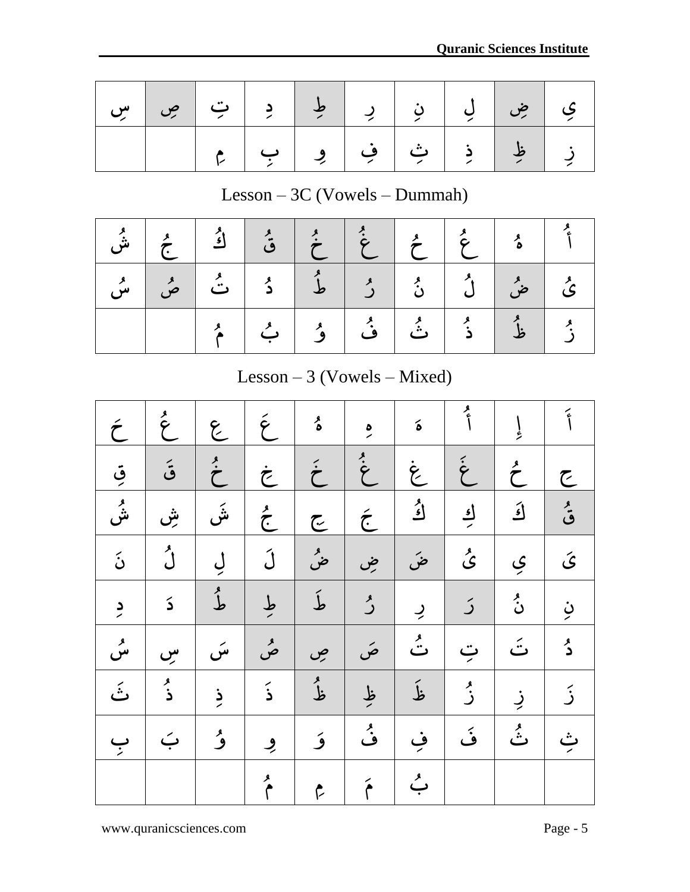| سِ | صِ | تِ | دِ | طِ | رِ | نِ | لِ | ضِ | يِ |
|---|---|---|---|---|---|---|---|---|---|
| | | مِ | بِ | وِ | فِ | ثِ | ذِ | ظِ | زِ |

Lesson – 3C (Vowels – Dummah)

| شُ | جُ | كُ | قُ | خُ | غُ | حُ | عُ | هُ | أُ |
|---|---|---|---|---|---|---|---|---|---|
| سُ | صُ | تُ | دُ | طُ | رُ | نُ | لُ | ضُ | ىُ |
| | | مُ | بُ | وُ | فُ | ثُ | ذُ | ظُ | زُ |

Lesson – 3 (Vowels – Mixed)

| حَ | عُ | عِ | عَ | هُ | هِ | هَ | أُ | إِ | أَ |
|---|---|---|---|---|---|---|---|---|---|
| قِ | قَ | خُ | خِ | خَ | غُ | غِ | غَ | حُ | حِ |
| شُ | شِ | شَ | جُ | جِ | جَ | كُ | كِ | كَ | قُ |
| نَ | لُ | لِ | لَ | ضُ | ضِ | ضَ | ىُ | يِ | ىَ |
| دِ | دَ | طُ | طِ | طَ | رُ | رِ | رَ | نُ | نِ |
| سُ | سِ | سَ | صُ | صِ | صَ | تُ | تِ | تَ | دُ |
| ثَ | ذُ | ذِ | ذَ | ظُ | ظِ | ظَ | زُ | زِ | زَ |
| بِ | بَ | وُ | وِ | وَ | فُ | فِ | فَ | ثُ | ثِ |
| | | | مُ | مِ | مَ | بُ | | | |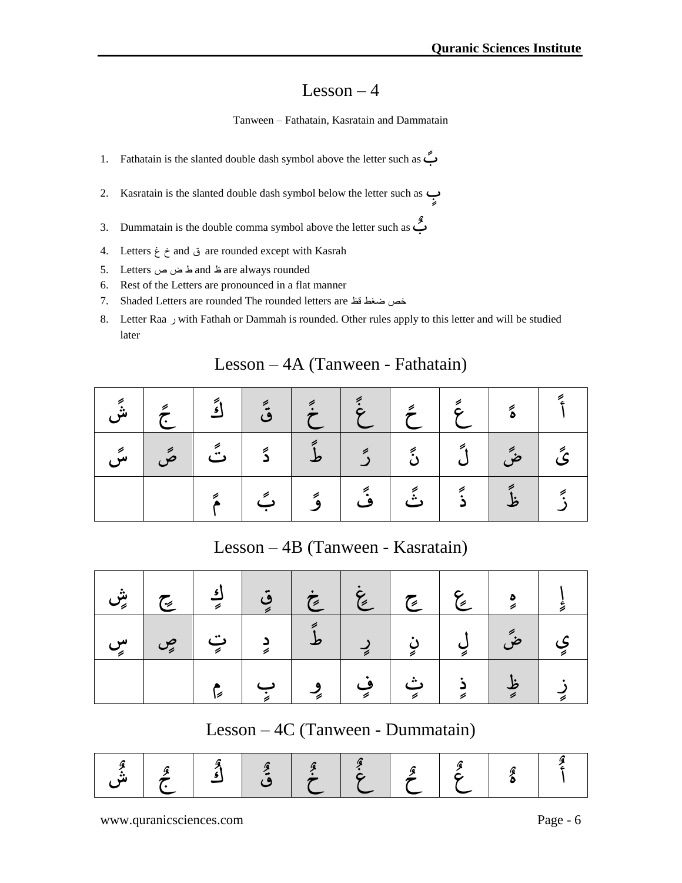# Lesson – 4

Tanween – Fathatain, Kasratain and Dammatain

1. Fathatain is the slanted double dash symbol above the letter such as بً
2. Kasratain is the slanted double dash symbol below the letter such as بٍ
3. Dummatain is the double comma symbol above the letter such as بٌ
4. Letters خ غ and ق are rounded except with Kasrah
5. Letters ص ض ط and ظ are always rounded
6. Rest of the Letters are pronounced in a flat manner
7. Shaded Letters are rounded The rounded letters are خص ضغط قظ
8. Letter Raa ر with Fathah or Dammah is rounded. Other rules apply to this letter and will be studied later

## Lesson – 4A (Tanween - Fathatain)

| | | | | | | | | | |
|---|---|---|---|---|---|---|---|---|---|
| شً | جً | كً | قً | خً | غً | حً | عً | هً | أً |
| سً | صً | تً | دً | طً | رً | نً | لً | ضً | يً |
| | | مً | بً | وً | فً | ثً | ذً | ظً | زً |

## Lesson – 4B (Tanween - Kasratain)

| | | | | | | | | | |
|---|---|---|---|---|---|---|---|---|---|
| شٍ | جٍ | كٍ | قٍ | خٍ | غٍ | حٍ | عٍ | هٍ | إٍ |
| سٍ | صٍ | تٍ | دٍ | طً | رٍ | نٍ | لٍ | ضً | يٍ |
| | | مٍ | بٍ | وٍ | فٍ | ثٍ | ذٍ | ظٍ | زٍ |

## Lesson – 4C (Tanween - Dummatain)

| | | | | | | | | | |
|---|---|---|---|---|---|---|---|---|---|
| شٌ | جٌ | كٌ | قٌ | خٌ | غٌ | حٌ | عٌ | هٌ | أٌ |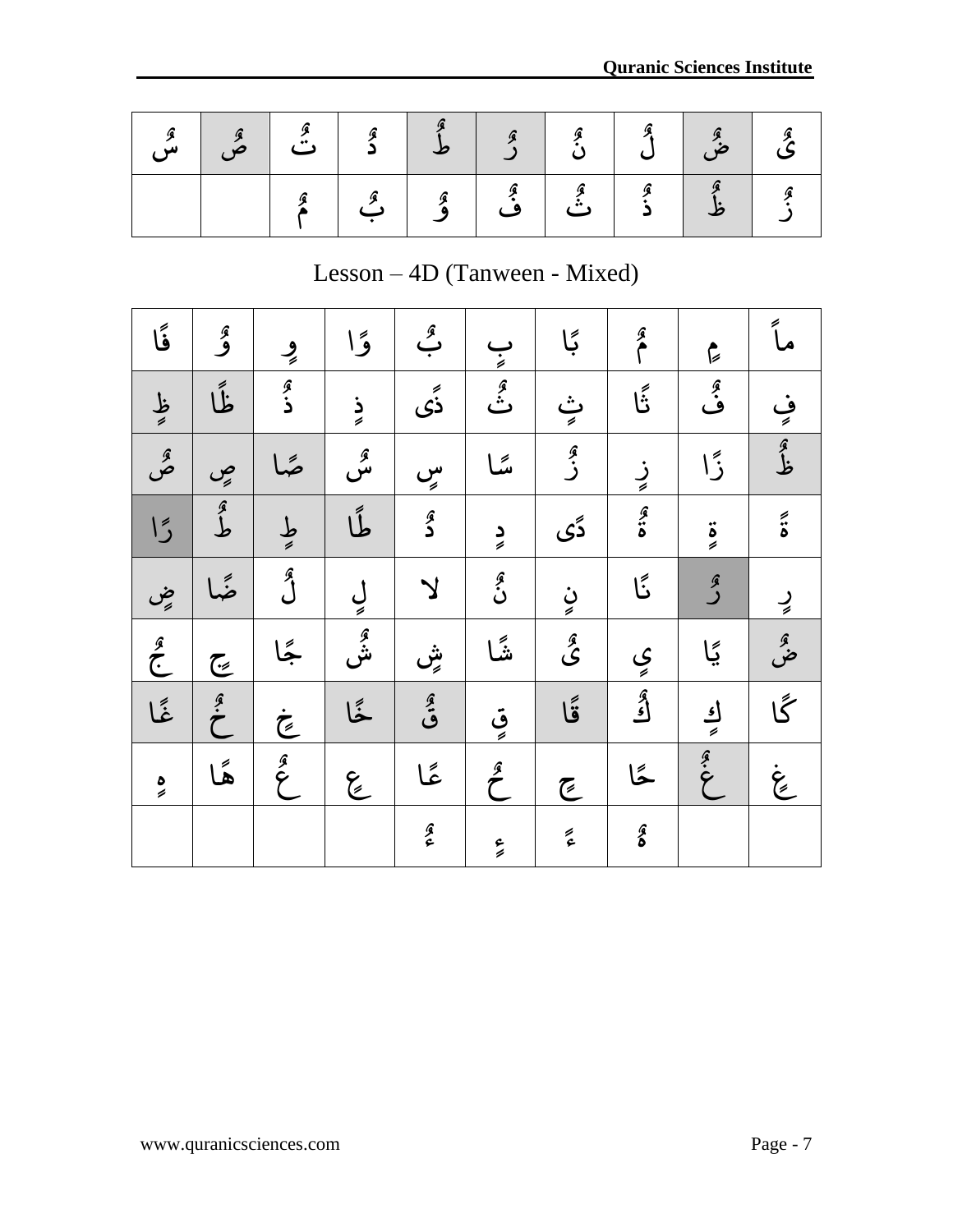| سٌ | صٌ | تُ | دٌ | طٌ | رٌ | نٌ | لٌ | ضٌ | ىٌ |
|---|---|---|---|---|---|---|---|---|---|
| | | مٌ | بٌ | وٌ | فٌ | ثٌ | ذٌ | ظٌ | زٌ |

Lesson – 4D (Tanween - Mixed)

| فًا | وٌ | وٍ | وًا | بٌ | بٍ | بًا | مٌ | مٍ | ماً |
|---|---|---|---|---|---|---|---|---|---|
| ظٍ | ظًا | ذٌ | ذٍ | ذًى | ثٌ | ثٍ | ثًا | فٌ | فٍ |
| صٌ | صٍ | صًا | سٌ | سٍ | سًا | زٌ | زٍ | زًا | ظٌ |
| رًا | طٌ | طٍ | طًا | دٌ | دٍ | دًى | ةٌ | ةٍ | ةً |
| ضٍ | ضًا | لٌ | لٍ | لا | نٌ | نٍ | نًا | رٌ | رٍ |
| جٌ | جٍ | جًا | شٌ | شٍ | شًا | ىٌ | يٍ | يًا | ضٌ |
| غًا | خٌ | خٍ | خًا | قٌ | قٍ | قًا | كٌ | كٍ | كًا |
| هٍ | هًا | عٌ | عٍ | عًا | حٌ | حٍ | حًا | غٌ | غٍ |
| | | | | ءٌ | ءٍ | ءً | هٌ | | |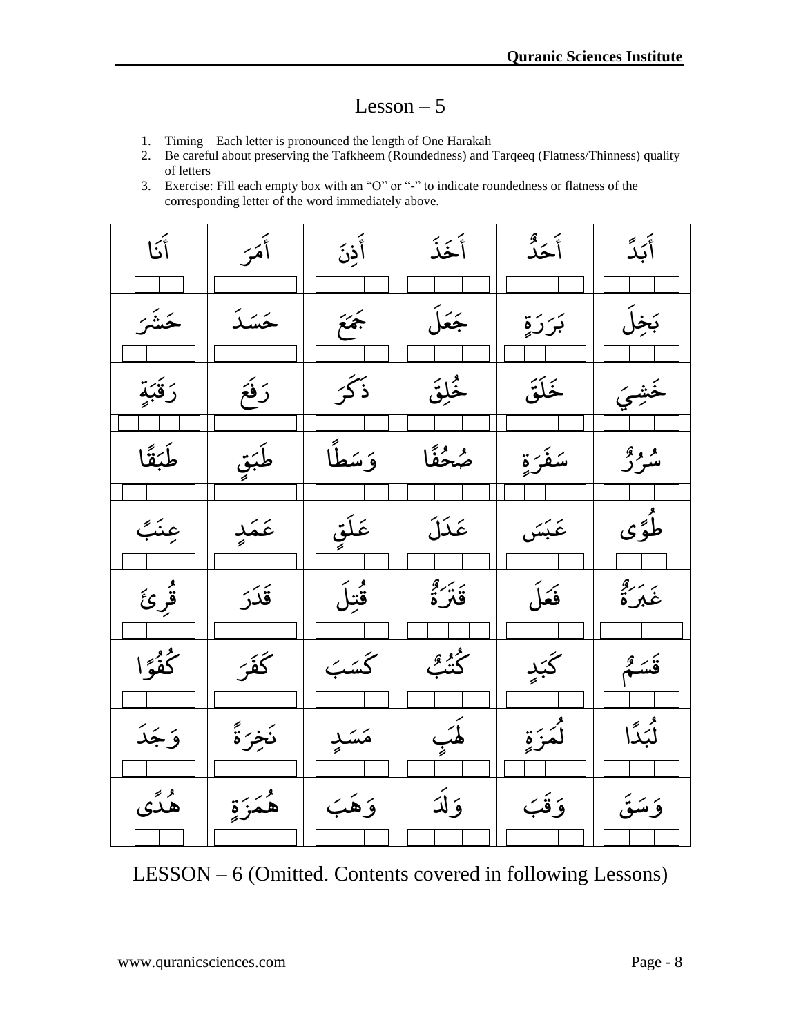# Lesson – 5

1. Timing – Each letter is pronounced the length of One Harakah
2. Be careful about preserving the Tafkheem (Roundedness) and Tarqeeq (Flatness/Thinness) quality of letters
3. Exercise: Fill each empty box with an "O" or "-" to indicate roundedness or flatness of the corresponding letter of the word immediately above.

| | | | | | |
|---|---|---|---|---|---|
| أَبَدًا | أَحَدٌ | أَخَذَ | أَذِنَ | أَمَرَ | أَنَا |
| | | | | | |
| بَخِلَ | بَرَرَةٍ | جَعَلَ | جَمَعَ | حَسَدَ | حَشَرَ |
| | | | | | |
| خَشِيَ | خَلَقَ | خُلِقَ | ذَكَرَ | رَفَعَ | رَقَبَةٍ |
| | | | | | |
| سُرُرٌ | سَفَرَةٍ | صُحُفًا | وَسَطًا | طَبَقٍ | طَبَقًا |
| | | | | | |
| طُوًى | عَبَسَ | عَدَلَ | عَلَقٍ | عَمَدٍ | عِنَبًا |
| | | | | | |
| غَبَرَةٌ | فَعَلَ | قَتَرَةٌ | قُتِلَ | قَدَرَ | قُرِئَ |
| | | | | | |
| قَسَمٌ | كَبَدٍ | كُتُبٌ | كَسَبَ | كَفَرَ | كُفُوًا |
| | | | | | |
| لُبَدًا | لُمَزَةٍ | لَهَبٍ | مَسَدٍ | نَخِرَةً | وَجَدَ |
| | | | | | |
| وَسَقَ | وَقَبَ | وَلَدَ | وَهَبَ | هُمَزَةٍ | هُدًى |
| | | | | | |

LESSON – 6 (Omitted. Contents covered in following Lessons)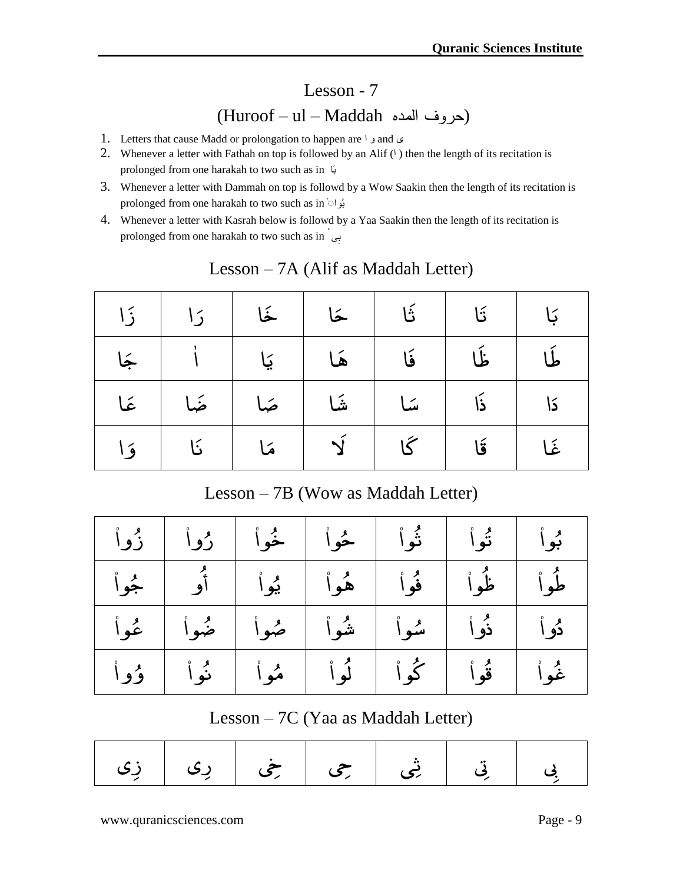# Lesson - 7

## (Huroof – ul – Maddah حروف المده)

1. Letters that cause Madd or prolongation to happen are ا و and ى
2. Whenever a letter with Fathah on top is followed by an Alif (ا) then the length of its recitation is prolonged from one harakah to two such as in بَا
3. Whenever a letter with Dammah on top is followd by a Wow Saakin then the length of its recitation is prolonged from one harakah to two such as in بُواْ
4. Whenever a letter with Kasrah below is followd by a Yaa Saakin then the length of its recitation is prolonged from one harakah to two such as in بِیْ

### Lesson – 7A (Alif as Maddah Letter)

| زَا | رَا | خَا | حَا | ثَا | تَا | بَا |
|---|---|---|---|---|---|---|
| جَا | اٰ | یَا | هَا | فَا | ظَا | طَا |
| عَا | ضَا | صَا | شَا | سَا | ذَا | دَا |
| وَا | نَا | مَا | لَا | کَا | قَا | غَا |

### Lesson – 7B (Wow as Maddah Letter)

| زُواْ | رُواْ | خُواْ | حُواْ | ثُواْ | تُواْ | بُواْ |
|---|---|---|---|---|---|---|
| جُواْ | أُو | یُواْ | هُواْ | فُواْ | ظُواْ | طُواْ |
| عُواْ | ضُواْ | صُواْ | شُواْ | سُواْ | ذُواْ | دُواْ |
| وُواْ | نُواْ | مُواْ | لُواْ | کُواْ | قُواْ | غُواْ |

### Lesson – 7C (Yaa as Maddah Letter)

| زِی | رِی | خِی | حِی | ثِی | تِی | بِی |
|---|---|---|---|---|---|---|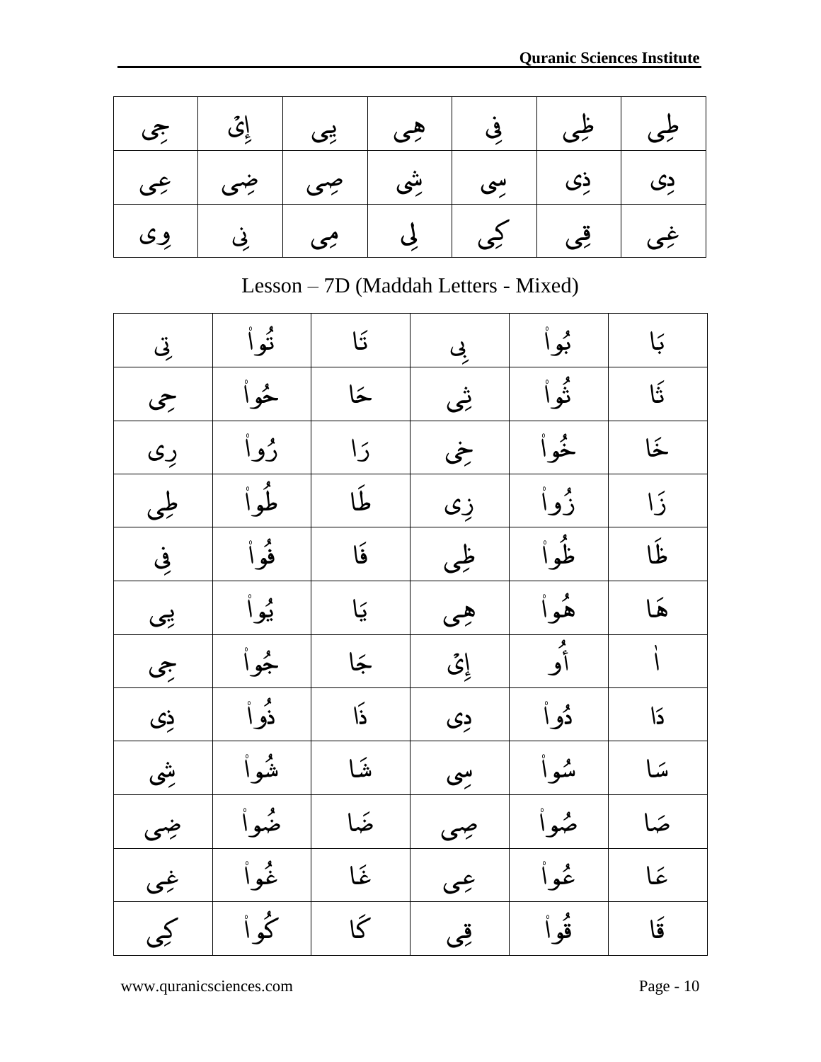| جِی | إِئَ | يِی | هِی | فِی | ظِی | طِی |
|---|---|---|---|---|---|---|
| عِی | ضِی | صِی | شِی | سِی | ذِی | دِی |
| وِی | نِی | مِی | لِی | كِی | قِی | غِی |

Lesson – 7D (Maddah Letters - Mixed)

| تِی | تُوْ | تَا | بِی | بُوْ | بَا |
|---|---|---|---|---|---|
| حِی | حُوْ | حَا | ثِی | ثُوْ | ثَا |
| رِی | رُوْ | رَا | خِی | خُوْ | خَا |
| طِی | طُوْ | طَا | زِی | زُوْ | زَا |
| فِی | فُوْ | فَا | ظِی | ظُوْ | ظَا |
| يِی | يُوْ | يَا | هِی | هُوْ | هَا |
| جِی | جُوْ | جَا | إِئَ | أُو | اٰ |
| ذِی | ذُوْ | ذَا | دِی | دُوْ | دَا |
| شِی | شُوْ | شَا | سِی | سُوْ | سَا |
| ضِی | ضُوْ | ضَا | صِی | صُوْ | صَا |
| غِی | غُوْ | غَا | عِی | عُوْ | عَا |
| كِی | كُوْ | كَا | قِی | قُوْ | قَا |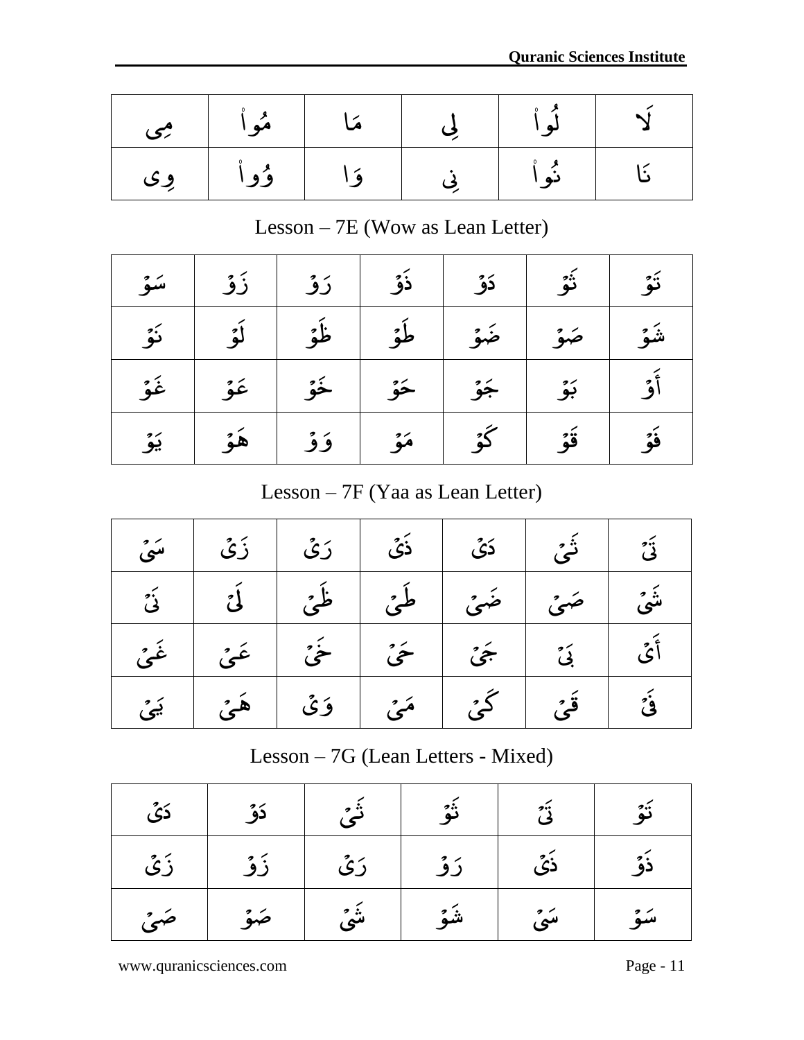| لَا | لُواْ | لِي | مَا | مُواْ | مِي |
|---|---|---|---|---|---|
| نَا | نُواْ | نِي | وَا | وُواْ | وِى |

Lesson – 7E (Wow as Lean Letter)

| تَوْ | ثَوْ | دَوْ | ذَوْ | رَوْ | زَوْ | سَوْ |
|---|---|---|---|---|---|---|
| شَوْ | صَوْ | ضَوْ | طَوْ | ظَوْ | لَوْ | نَوْ |
| أَوْ | بَوْ | جَوْ | حَوْ | خَوْ | عَوْ | غَوْ |
| فَوْ | قَوْ | كَوْ | مَوْ | وَوْ | هَوْ | يَوْ |

Lesson – 7F (Yaa as Lean Letter)

| تَيْ | ثَيْ | دَيْ | ذَيْ | رَيْ | زَيْ | سَيْ |
|---|---|---|---|---|---|---|
| شَيْ | صَيْ | ضَيْ | طَيْ | ظَيْ | لَيْ | نَيْ |
| أَيْ | بَيْ | جَيْ | حَيْ | خَيْ | عَيْ | غَيْ |
| فَيْ | قَيْ | كَيْ | مَيْ | وَيْ | هَيْ | يَيْ |

Lesson – 7G (Lean Letters - Mixed)

| تَوْ | تَيْ | ثَوْ | ثَيْ | دَوْ | دَيْ |
|---|---|---|---|---|---|
| ذَوْ | ذَيْ | رَوْ | رَيْ | زَوْ | زَيْ |
| سَوْ | سَيْ | شَوْ | شَيْ | صَوْ | صَيْ |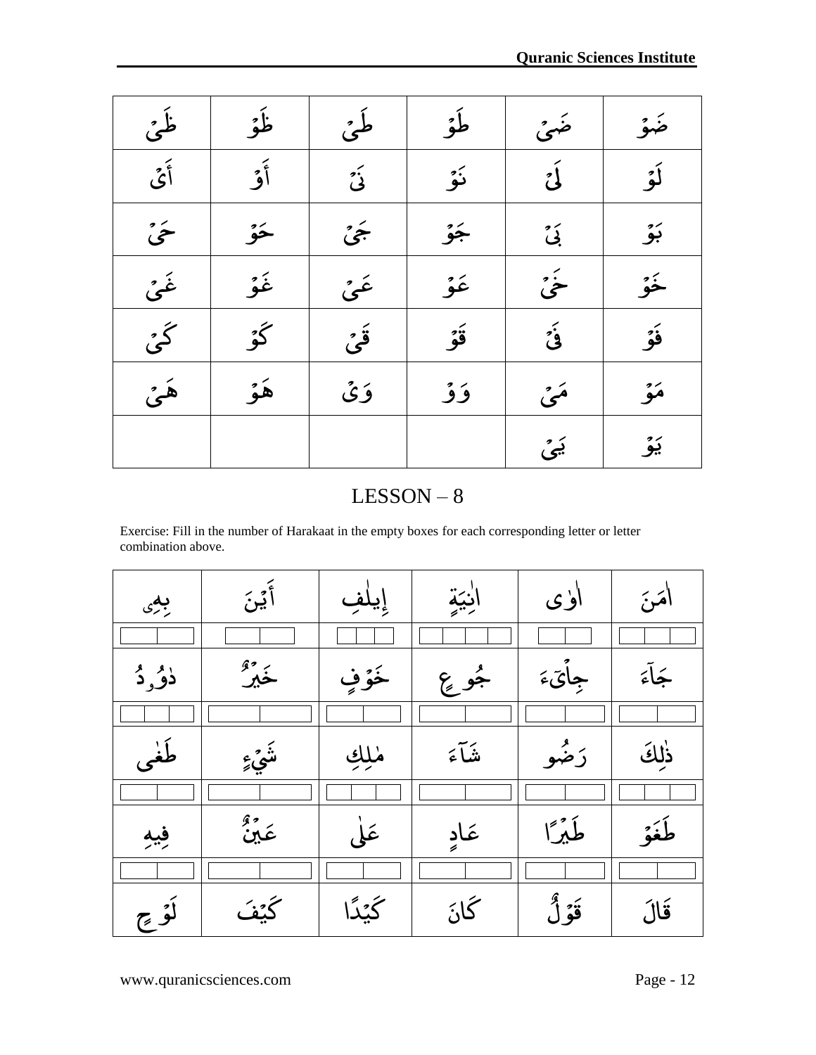| | | | | | |
|---|---|---|---|---|---|
| ظَىْ | ظَوْ | طَىْ | طَوْ | ضَىْ | ضَوْ |
| أَىْ | أَوْ | نَىْ | نَوْ | لَىْ | لَوْ |
| حَىْ | حَوْ | جَىْ | جَوْ | بَىْ | بَوْ |
| غَىْ | غَوْ | عَىْ | عَوْ | خَىْ | خَوْ |
| كَىْ | كَوْ | قَىْ | قَوْ | فَىْ | فَوْ |
| هَىْ | هَوْ | وَىْ | وَوْ | مَىْ | مَوْ |
| | | | | يَىْ | يَوْ |

## LESSON – 8

Exercise: Fill in the number of Harakaat in the empty boxes for each corresponding letter or letter combination above.

| | | | | | |
|---|---|---|---|---|---|
| بِهِۦ | أَيْنَ | إِيلَٰفِ | ءَايَٰتٍ | ءَاوَىٰ | ءَامَنَ |
| | | | | | |
| دَاوُۥدُ | خَيْرٌ | خَوْفٍ | جُوعٍ | جِاْىٓءَ | جَآءَ |
| | | | | | |
| طَغَىٰ | شَيْءٍ | مَٰلِكِ | شَآءَ | رَضُوا | ذَٰلِكَ |
| | | | | | |
| فِيهِ | عَيْنٌ | عَلَىٰ | عَادٍ | طَيْرًا | طَغَوْ |
| | | | | | |
| لَوْحٍ | كَيْفَ | كَيْدًا | كَانَ | قَوْلٌ | قَالَ |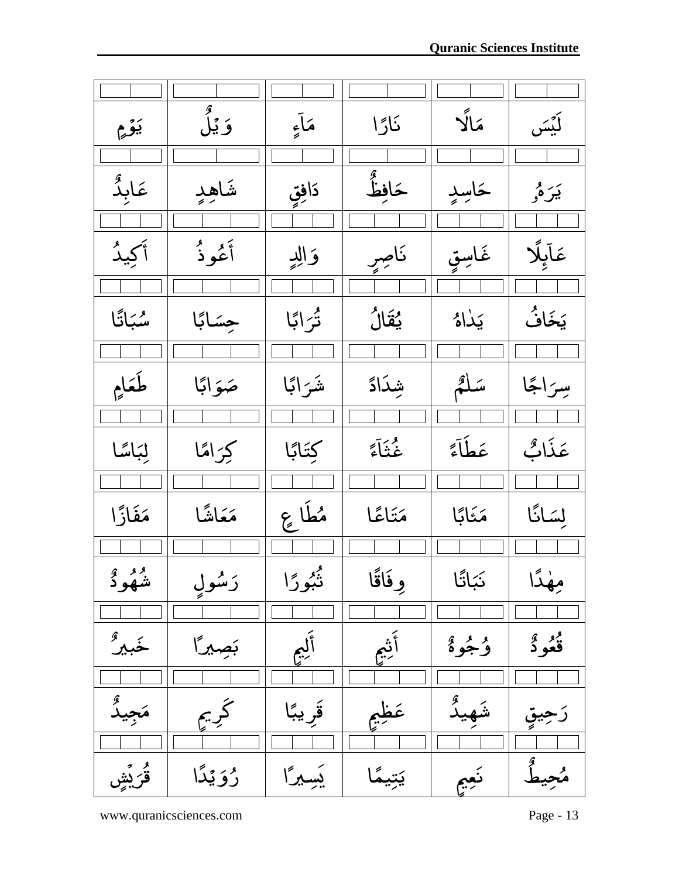| | | | | | |
|---|---|---|---|---|---|
| لَيْسَ | مَالًا | نَارًا | مَآءٍ | وَيْلٌ | يَوْمٍ |
| | | | | | |
| يَرَهُ | حَاسِدٍ | حَافِظٌ | دَافِقٍ | شَاهِدٍ | عَابِدٌ |
| | | | | | |
| عَآئِلًا | غَاسِقٍ | نَاصِرٍ | وَالِدٍ | أَعُوذُ | أَكِيدُ |
| | | | | | |
| يَخَافُ | يَدٰاهُ | يُقَالُ | تُرَابًا | حِسَابًا | سُبَاتًا |
| | | | | | |
| سِرَاجًا | سَلٰمٌ | شِدَادً | شَرَابًا | صَوَابًا | طَعَامٍ |
| | | | | | |
| عَذَابٌ | عَطَآءً | غُثَآءً | كِتَابًا | كِرَامًا | لِبَاسًا |
| | | | | | |
| لِسَانًا | مَئَابًا | مَتَاعًا | مُطَاعٍ | مَعَاشًا | مَفَازًا |
| | | | | | |
| مِهٰدًا | نَبَاتًا | وِفَاقًا | ثُبُورًا | رَسُولٍ | شُهُودٌ |
| | | | | | |
| قُعُودٌ | وُجُوهٌ | أَثِيمٍ | أَلِيمٍ | بَصِيرًا | خَبِيرٌ |
| | | | | | |
| رَحِيقٍ | شَهِيدٌ | عَظِيمٍ | قَرِيبًا | كَرِيمٍ | مَجِيدٌ |
| | | | | | |
| مُحِيطٌ | نَعِيمٍ | يَتِيمًا | يَسِيرًا | رُوَيْدًا | قُرَيْشٍ |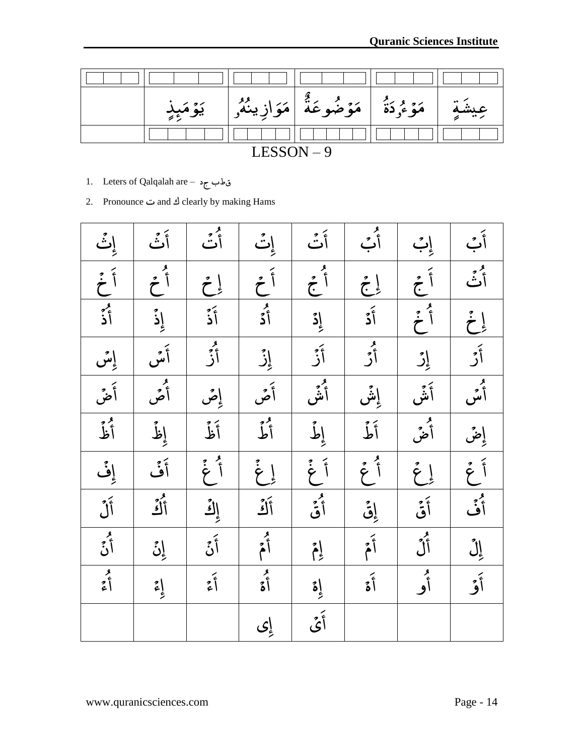| | | | | | |
|---|---|---|---|---|---|
| | | | | | |
| | يَوْمَئِذٍ | مَوَازِينُهُۥ | مَوْضُوعَةٌ | مَوْءُدَةُ | عِيشَةٍ |
| | | | | | |

## LESSON – 9

1. Leters of Qalqalah are – قطب جد
2. Pronounce ت and ك clearly by making Hams

| | | | | | | | |
|---|---|---|---|---|---|---|---|
| إِثْ | أَثْ | أُتْ | إِتْ | أَتْ | أُبْ | إِبْ | أَبْ |
| أَخْ | أُحْ | إِحْ | أَحْ | أُجْ | إِجْ | أَجْ | أُثْ |
| أُذْ | إِذْ | أَذْ | أُدْ | إِدْ | أَدْ | أُخْ | إِخْ |
| إِسْ | أَسْ | أُزْ | إِزْ | أَزْ | أُرْ | إِرْ | أَرْ |
| أَضْ | أُصْ | إِصْ | أَصْ | أُشْ | إِشْ | أَشْ | أُسْ |
| أُظْ | إِظْ | أَظْ | أُطْ | إِطْ | أَطْ | أُضْ | إِضْ |
| إِفْ | أَفْ | أُغْ | إِغْ | أَغْ | أُعْ | إِعْ | أَعْ |
| أَلْ | أُكْ | إِكْ | أَكْ | أُقْ | إِقْ | أَقْ | أُفْ |
| أُنْ | إِنْ | أَنْ | أُمْ | إِمْ | أَمْ | أُلْ | إِلْ |
| أُءْ | إِءْ | أَءْ | أُهْ | إِهْ | أَهْ | أُو | أَوْ |
| | | | إِى | أَىْ | | | |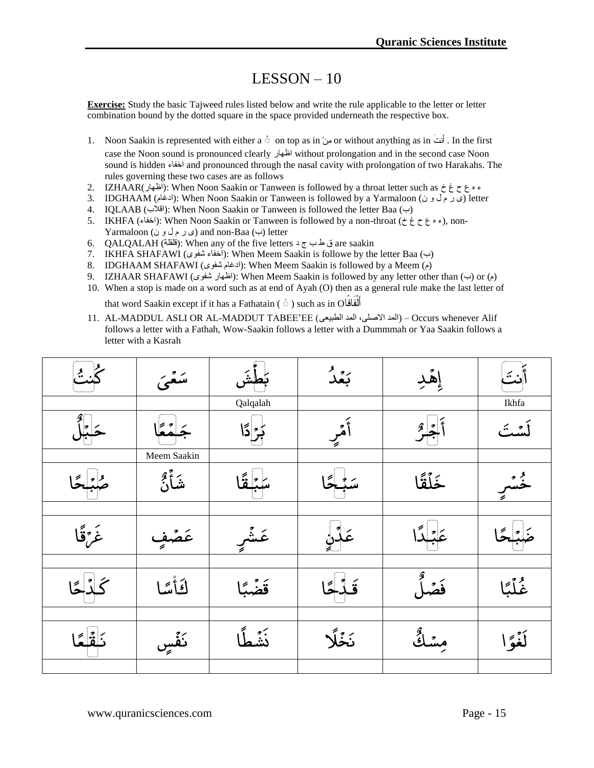# LESSON – 10

**Exercise:** Study the basic Tajweed rules listed below and write the rule applicable to the letter or letter combination bound by the dotted square in the space provided underneath the respective box.

1. Noon Saakin is represented with either a ْ on top as in مِنْ or without anything as in أَنتَ . In the first case the Noon sound is pronounced clearly اظهار without prolongation and in the second case Noon sound is hidden اخفاء and pronounced through the nasal cavity with prolongation of two Harakahs. The rules governing these two cases are as follows
2. IZHAAR(اظهار): When Noon Saakin or Tanween is followed by a throat letter such as ء ه ع ح غ خ
3. IDGHAAM (ادغام): When Noon Saakin or Tanween is followed by a Yarmaloon (ى ر م ل و ن) letter
4. IQLAAB (اقلاب): When Noon Saakin or Tanween is followed the letter Baa (ب)
5. IKHFA (اخفاء): When Noon Saakin or Tanween is followed by a non-throat (ء ه ع ح غ خ), non-Yarmaloon (ى ر م ل و ن) and non-Baa (ب) letter
6. QALQALAH (قلقلة): When any of the five letters ق ط ب ج د are saakin
7. IKHFA SHAFAWI (اخفاء شفوى): When Meem Saakin is followe by the letter Baa (ب)
8. IDGHAAM SHAFAWI (ادغام شفوى): When Meem Saakin is followed by a Meem (م)
9. IZHAAR SHAFAWI (اظهار شفوى): When Meem Saakin is followed by any letter other than (ب) or (م)
10. When a stop is made on a word such as at end of Ayah (O) then as a general rule make the last letter of that word Saakin except if it has a Fathatain ( ً ) such as in Oأَلْفَافًا
11. AL-MADDUL ASLI OR AL-MADDUT TABEE'EE (المد الاصلى، المد الطبيعى) – Occurs whenever Alif follows a letter with a Fathah, Wow-Saakin follows a letter with a Dummmah or Yaa Saakin follows a letter with a Kasrah

| كُنتُ | سَعْىَ | بَطْشَ | بَعْدُ | إِهْدِ | أَنتَ |
|---|---|---|---|---|---|
| | | Qalqalah | | | Ikhfa |
| حَبْلٌ | جَمْعًا | بَرْدًا | أَمْرٍ | أَجْرٌ | لَسْتَ |
| | Meem Saakin | | | | |
| صُبْحًا | شَأْنٌ | سَبْقًا | سَبْحًا | خَلْقًا | خُسْرٍ |
| | | | | | |
| غَرْقًا | عَصْفٍ | عَشْرٍ | عَدْنٍ | عَبْدًا | ضَبْحًا |
| | | | | | |
| كَدْحًا | كَأْسًا | قَضْبًا | قَدْحًا | فَصْلٌ | غُلْبًا |
| | | | | | |
| نَقْعًا | نَفْسٍ | نَشْطًا | نَخْلًا | مِسْكٌ | لَغْوًا |
| | | | | | |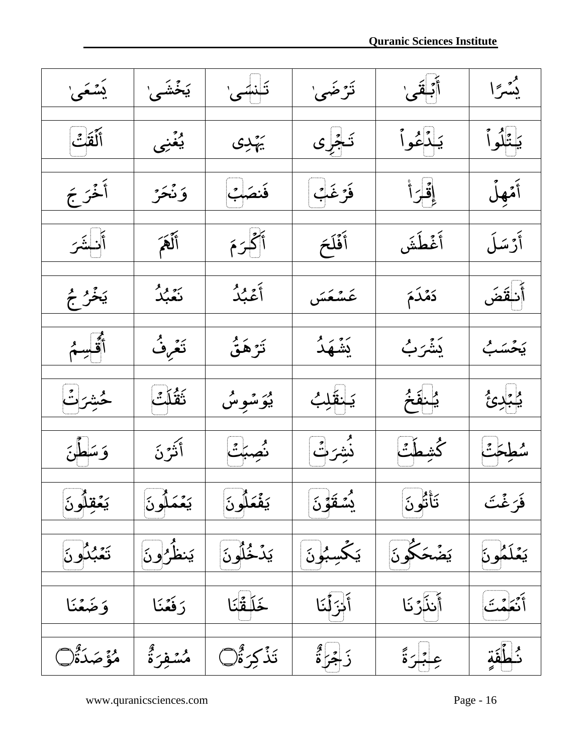| يُسْرًا | أَبْقَىٰ | تَرْضَىٰ | تَنسَىٰ | يَخْشَىٰ | يَسْعَىٰ |
|---|---|---|---|---|---|
| | | | | | |
| يَتْلُواْ | يَدْعُواْ | تَجْرِى | يَهْدِى | يُغْنِى | أَلْقَتْ |
| | | | | | |
| أَمْهِلْ | إِقْرَأْ | فَرْغَبْ | فَنصَبْ | وَنْحَرْ | أَخْرَجَ |
| | | | | | |
| أَرْسَلَ | أَغْطَشَ | أَفْلَحَ | أَكْرَمَ | أَلْهَمَ | أَنشَرَ |
| | | | | | |
| أَنقَضَ | دَمْدَمَ | عَسْعَسَ | أَعْبُدُ | نَعْبُدُ | يَخْرُجُ |
| | | | | | |
| يَحْسَبُ | يَشْرَبُ | يَشْهَدُ | تَرْهَقُ | تَعْرِفُ | أُقْسِمُ |
| | | | | | |
| يُبْدِئُ | يُنفَخُ | يَنقَلِبُ | يُوَسْوِسُ | ثَقُلَتْ | حُشِرَتْ |
| | | | | | |
| سُطِحَتْ | كُشِطَتْ | نُشِرَتْ | نُصِبَتْ | أَثَرْنَ | وَسَطْنَ |
| | | | | | |
| فَرَغْتَ | تَأْتُونَ | يُسْقَوْنَ | يَفْعَلُونَ | يَعْمَلُونَ | يَعْقِلُونَ |
| | | | | | |
| يَعْلَمُونَ | يَضْحَكُونَ | يَكْسِبُونَ | يَدْخُلُونَ | يَنظُرُونَ | تَعْبُدُونَ |
| | | | | | |
| أَنْعَمْتَ | أَنذَرْنَا | أَنزَلْنَا | خَلَقْنَا | رَفَعْنَا | وَضَعْنَا |
| | | | | | |
| نُطْفَةٍ | عِبْرَةً | زَجْرَةٌ | تَذْكِرَةٌ | مُسْفِرَةٌ | مُؤْصَدَةٌ |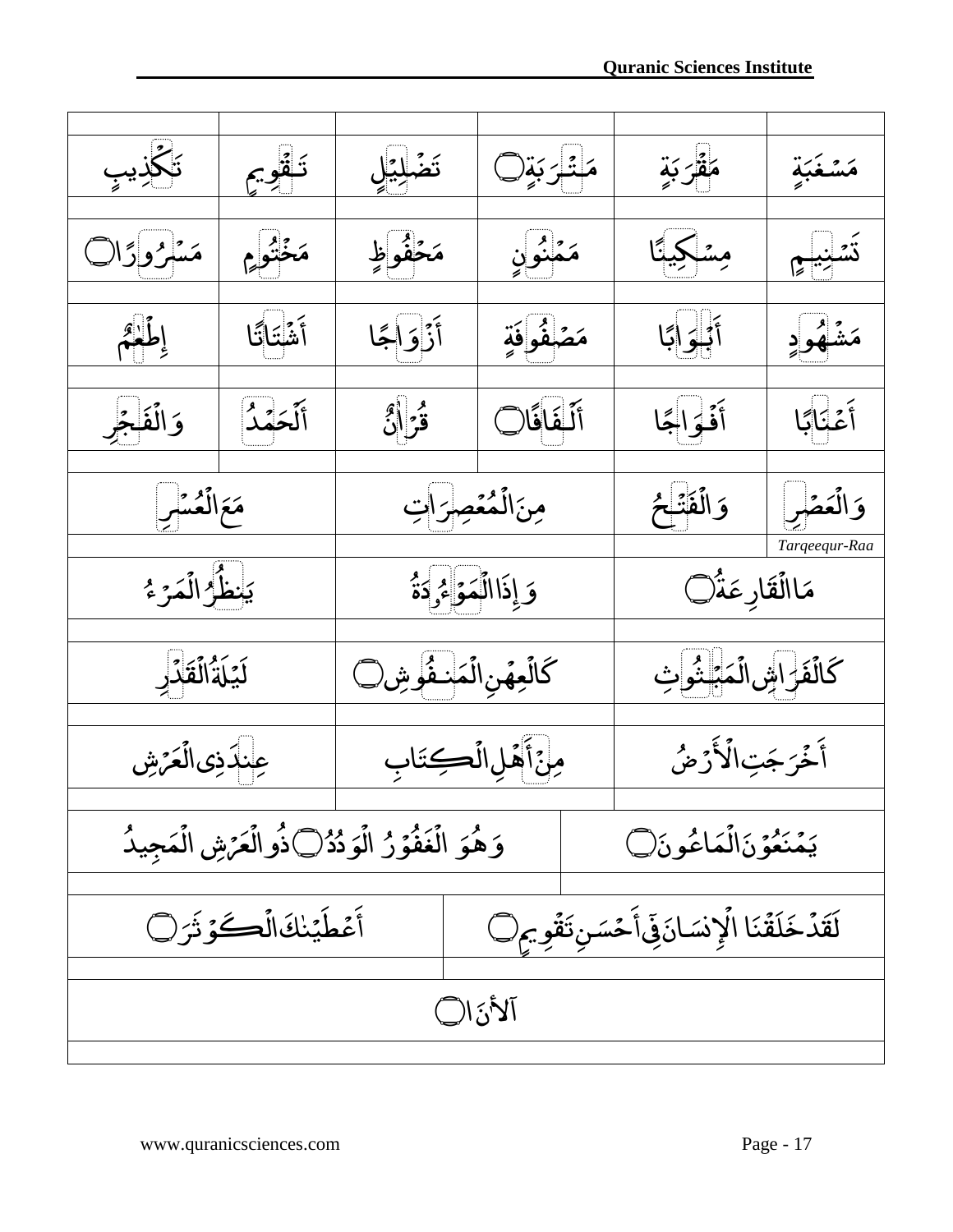| | | | | | |
|---|---|---|---|---|---|
| مَسْغَبَةٍ | مَقْرَبَةٍ | مَتْرَبَةٍ ۝ | تَضْلِيْلٍ | تَـقْوِيمٍ | تَكْذِيبٍ |
| | | | | | |
| تَسْنِيمٍ | مِسْكِينًا | مَمْنُونٍ | مَحْفُوظٍ | مَخْتُومٍ | مَسْرُورًا ۝ |
| | | | | | |
| مَشْهُودٍ | أَبْوَابًا | مَصْفُوفَةٍ | أَزْوَاجًا | أَشْتَاتًا | إِطْعٰمٌ |
| | | | | | |
| أَعْنَابًا | أَفْوَاجًا | أَلْفَافًا ۝ | قُرْآنٌ | أَلْحَمْدُ | وَالْفَجْرِ |
| | | | | | |
| وَالْعَصْرِ | وَالْفَتْحُ | مِنَ الْمُعْصِرَاتِ | | مَعَ الْعُسْرِ | |
| *Tarqeequr-Raa* | | | | | |
| مَا الْقَارِعَةُ ۝ | | وَإِذَا الْمَوْءُدَةُ | | يَنظُرُ الْمَرْءُ | |
| | | | | | |
| كَالْفَرَاشِ الْمَبْثُوثِ | | كَالْعِهْنِ الْمَنفُوشِ ۝ | | لَيْلَةُ الْقَدْرِ | |
| | | | | | |
| أَخْرَجَتِ الْأَرْضُ | | مِنْ أَهْلِ الْكِتَابِ | | عِندَ ذِى الْعَرْشِ | |
| | | | | | |
| يَمْنَعُوْنَ الْمَاعُونَ ۝ | | وَهُوَ الْغَفُوْرُ الْوَدُدُ ۝ ذُو الْعَرْشِ الْمَجِيدُ | | | |
| | | | | | |
| لَقَدْ خَلَقْنَا الْإِنسَانَ فِي أَحْسَنِ تَقْوِيمٍ ۝ | | | أَعْطَيْنٰكَ الْكَوْثَرَ ۝ | | |
| | | | | | |
| آلأٰنَ ا ۝ | | | | | |
| | | | | | |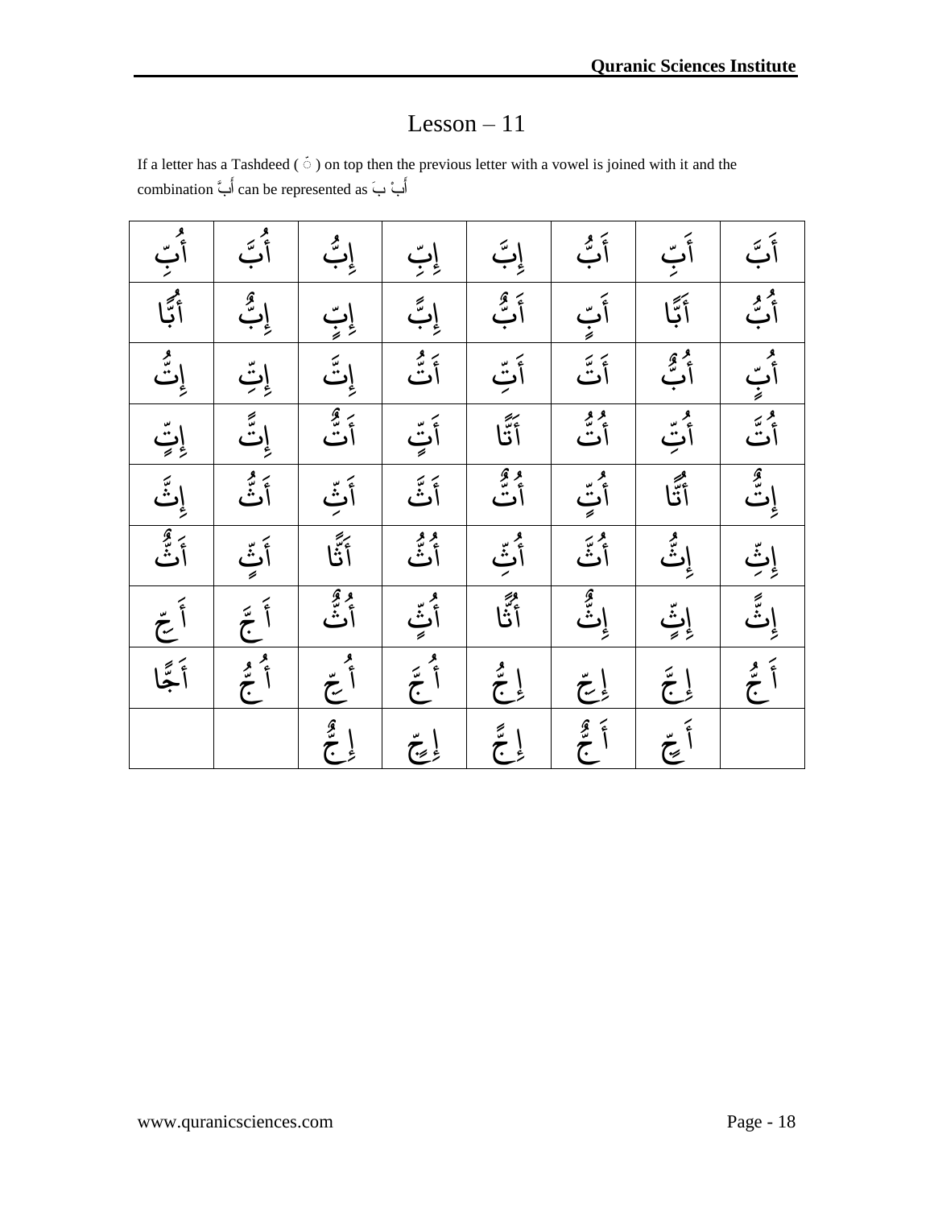# Lesson – 11

If a letter has a Tashdeed ( ّ ) on top then the previous letter with a vowel is joined with it and the combination أَبَّ can be represented as أَبْ بَ

| أُبِّ | أُبَّ | إِبُّ | إِبِّ | إِبَّ | أَبُّ | أَبِّ | أَبَّ |
|---|---|---|---|---|---|---|---|
| أُبًّا | إِبٌّ | إِبٍّ | إِبًّ | أَبٌّ | أَبٍّ | أَبًّا | أُبُّ |
| إِتُّ | إِتِّ | إِتَّ | أَتُّ | أَتِّ | أَتَّ | أُبٌّ | أُبٍّ |
| إِتٍّ | إِتًّ | أَتٌّ | أَتٍّ | أَتًّا | أُتُّ | أُتِّ | أُتَّ |
| إِثَّ | أَثُّ | أَثِّ | أَثَّ | أُتٌّ | أُتٍّ | أُتًّا | إِتٌّ |
| أَثٌّ | أَثٍّ | أَثًّا | أُثُّ | أُثِّ | أُثَّ | إِثُّ | إِثِّ |
| أَجِّ | أَجَّ | أُثٌّ | أُثٍّ | أُثًّا | إِثٌّ | إِثٍّ | إِثًّ |
| أَجًّا | أُجُّ | أُجِّ | أُجَّ | إِجُّ | إِجِّ | إِجَّ | أَجُّ |
| | | إِجٌّ | إِجٍّ | إِجًّ | أَجٌّ | أَجٍّ | |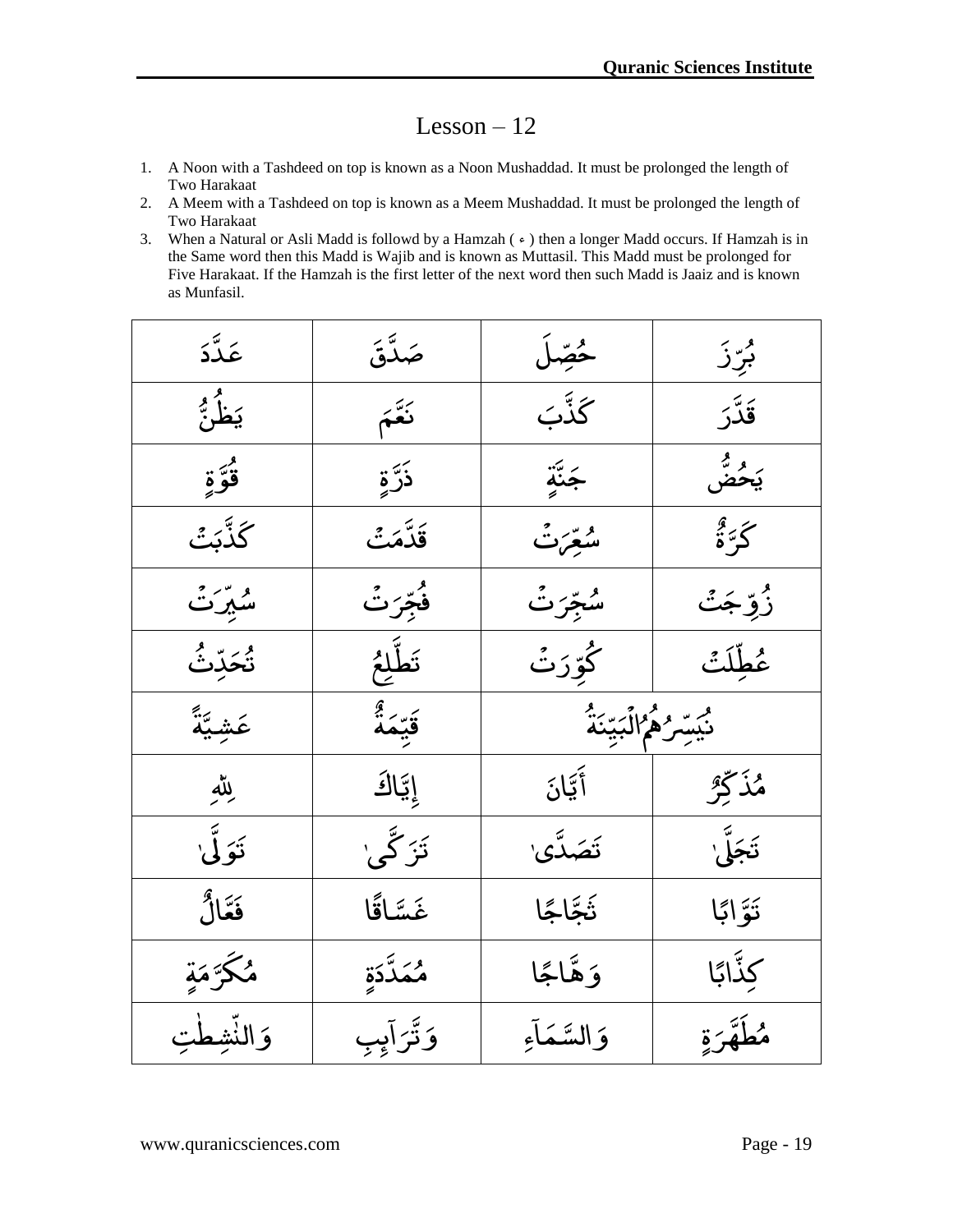# Lesson – 12

1. A Noon with a Tashdeed on top is known as a Noon Mushaddad. It must be prolonged the length of Two Harakaat
2. A Meem with a Tashdeed on top is known as a Meem Mushaddad. It must be prolonged the length of Two Harakaat
3. When a Natural or Asli Madd is followd by a Hamzah ( ء ) then a longer Madd occurs. If Hamzah is in the Same word then this Madd is Wajib and is known as Muttasil. This Madd must be prolonged for Five Harakaat. If the Hamzah is the first letter of the next word then such Madd is Jaaiz and is known as Munfasil.

| | | | |
|---|---|---|---|
| عَدَّدَ | صَدَّقَ | حُصِّلَ | بُرِّزَ |
| يَظُنُّ | نَعَّمَ | كَذَّبَ | قَدَّرَ |
| قُوَّةٍ | ذَرَّةٍ | جَنَّةٍ | يَحُضُّ |
| كَذَّبَتْ | قَدَّمَتْ | سُعِّرَتْ | كَرَّةٌ |
| سُيِّرَتْ | فُجِّرَتْ | سُجِّرَتْ | زُوِّجَتْ |
| تُحَدِّثُ | تَطَّلِعُ | كُوِّرَتْ | عُطِّلَتْ |
| عَشِيَّةً | قَيِّمَةٌ | نُيَسِّرُهُمُ الْبَيِّنَةُ | |
| لِلّٰهِ | إِيَّاكَ | أَيَّانَ | مُذَكِّرٌ |
| تَوَلّٰى | تَزَكّٰى | تَصَدّٰى | تَجَلّٰى |
| فَعَّالٌ | غَسَّاقًا | ثَجَّاجًا | تَوَّابًا |
| مُكَرَّمَةٍ | مُمَدَّدَةٍ | وَهَّاجًا | كِذَّابًا |
| وَالنّٰشِطٰتِ | وَتَّرَآئِبِ | وَالسَّمَآءِ | مُطَهَّرَةٍ |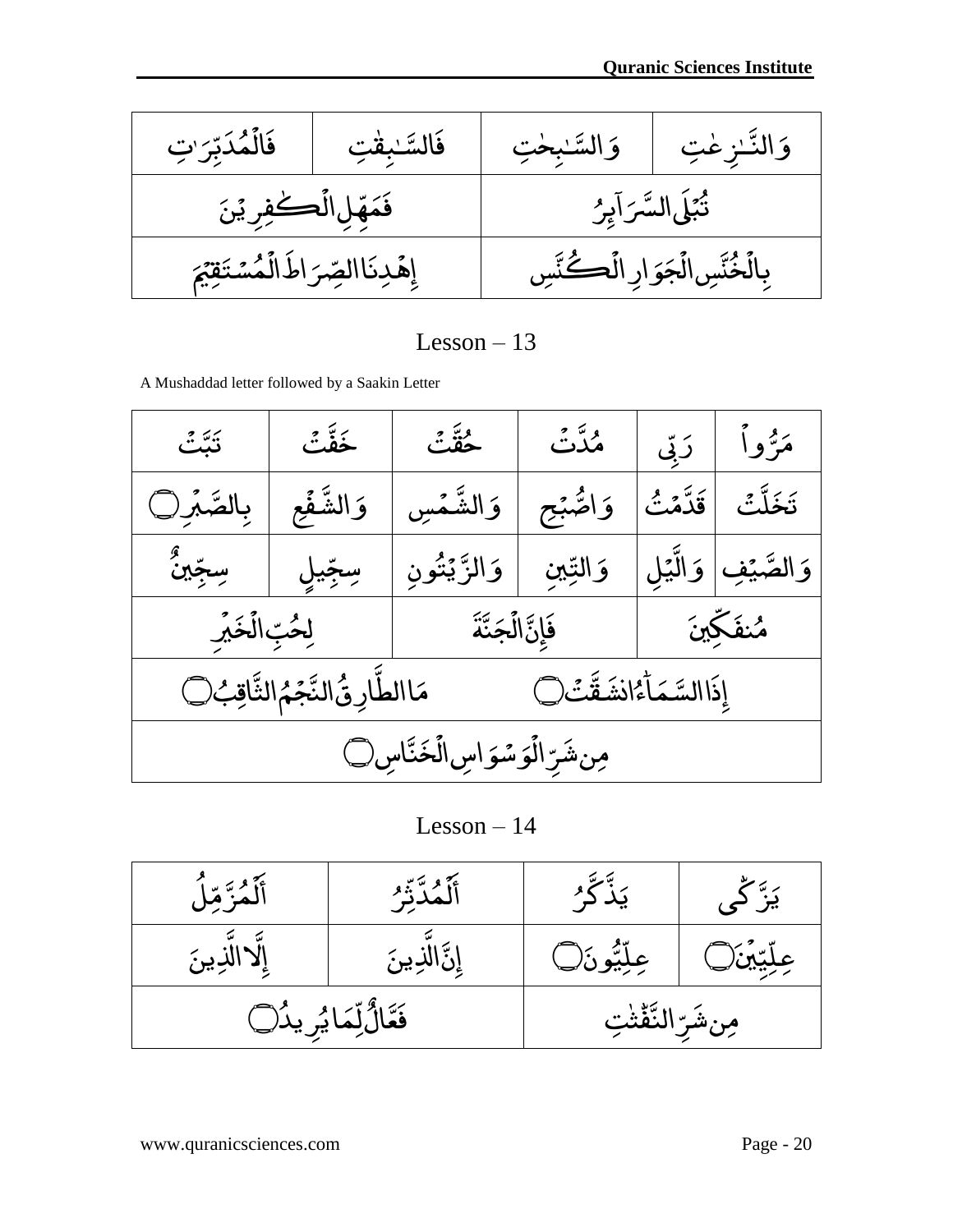| فَالْمُدَبِّرَٰتِ | فَالسَّٰبِقَٰتِ | وَالسَّٰبِحَٰتِ | وَالنَّٰزِعَٰتِ |
|---|---|---|---|
| فَمَهِّلِ الْكَٰفِرِينَ | | تُبْلَى السَّرَآئِرُ | |
| إِهْدِنَا الصِّرَاطَ الْمُسْتَقِيمَ | | بِالْخُنَّسِ الْجَوَارِ الْكُنَّسِ | |

## Lesson – 13

A Mushaddad letter followed by a Saakin Letter

| تَبَّتْ | خَفَّتْ | حُقَّتْ | مُدَّتْ | رَبِّي | مَرُّوا |
|---|---|---|---|---|---|
| بِالصَّبْرِ ۝ | وَالشَّفْعِ | وَالشَّمْسِ | وَاصُّبْحِ | قَدَّمْتُ | تَخَلَّتْ |
| سِجِّينٌ | سِجِّيلٍ | وَالزَّيْتُونِ | وَالتِّينِ | وَالَّيْلِ | وَالصَّيْفِ |
| لِحُبِّ الْخَيْرِ | | فَإِنَّ الْجَنَّةَ | | مُنفَكِّينَ | |
| مَا الطَّارِقُ النَّجْمُ الثَّاقِبُ ۝ | | | إِذَا السَّمَآءُ انشَقَّتْ ۝ | | |
| مِن شَرِّ الْوَسْوَاسِ الْخَنَّاسِ ۝ | | | | | |

## Lesson – 14

| أَلْمُزَّمِّلُ | أَلْمُدَّثِّرُ | يَذَّكَّرُ | يَزَّكَّى |
|---|---|---|---|
| إِلَّا الَّذِينَ | إِنَّ الَّذِينَ | عِلِّيُّونَ ۝ | عِلِّيِّينَ ۝ |
| فَعَّالٌ لِّمَا يُرِيدُ ۝ | | مِن شَرِّ النَّفَّٰثَٰتِ | |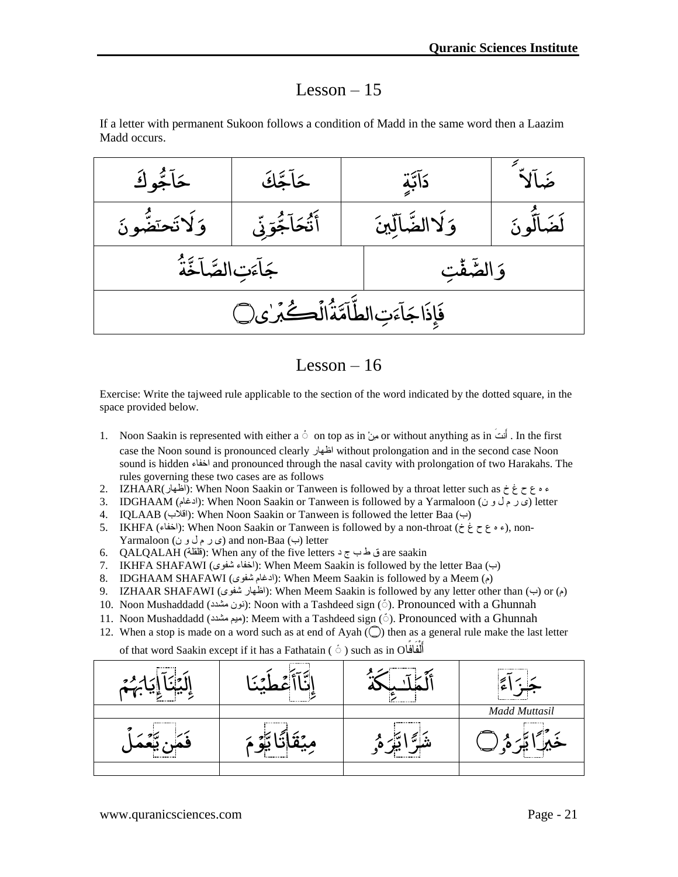# Lesson – 15

If a letter with permanent Sukoon follows a condition of Madd in the same word then a Laazim Madd occurs.

| | | | |
|---|---|---|---|
| حَآجُّوكَ | حَآجَّكَ | دَآبَّةٍ | ضَآلًّا |
| وَلَا تَحَٰٓضُّونَ | أَتُحَٰٓجُّوٓنِّى | وَلَا الضَّآلِّينَ | لَضَآلُّونَ |
| جَآءَتِ الصَّآخَّةُ | | وَالصَّٰٓفَّٰتِ | |
| فَإِذَا جَآءَتِ الطَّآمَّةُ الْكُبْرَىٰ ۝ | | | |

# Lesson – 16

Exercise: Write the tajweed rule applicable to the section of the word indicated by the dotted square, in the space provided below.

1. Noon Saakin is represented with either a ْ on top as in مِنْ or without anything as in أَنتَ . In the first case the Noon sound is pronounced clearly اظهار without prolongation and in the second case Noon sound is hidden اخفاء and pronounced through the nasal cavity with prolongation of two Harakahs. The rules governing these two cases are as follows
2. IZHAAR(اظهار): When Noon Saakin or Tanween is followed by a throat letter such as ء ہ ع ح غ خ
3. IDGHAAM (ادغام): When Noon Saakin or Tanween is followed by a Yarmaloon (ی ر م ل و ن) letter
4. IQLAAB (اقلاب): When Noon Saakin or Tanween is followed the letter Baa (ب)
5. IKHFA (اخفاء): When Noon Saakin or Tanween is followed by a non-throat (ء ہ ع ح غ خ), non-Yarmaloon (ی ر م ل و ن) and non-Baa (ب) letter
6. QALQALAH (قلقلة): When any of the five letters ق ط ب ج د are saakin
7. IKHFA SHAFAWI (اخفاء شفوى): When Meem Saakin is followed by the letter Baa (ب)
8. IDGHAAM SHAFAWI (ادغام شفوى): When Meem Saakin is followed by a Meem (م)
9. IZHAAR SHAFAWI (اظهار شفوى): When Meem Saakin is followed by any letter other than (ب) or (م)
10. Noon Mushaddadd (نون مشدد): Noon with a Tashdeed sign (ّ). Pronounced with a Ghunnah
11. Noon Mushaddadd (ميم مشدد): Meem with a Tashdeed sign (ّ). Pronounced with a Ghunnah
12. When a stop is made on a word such as at end of Ayah (۝) then as a general rule make the last letter of that word Saakin except if it has a Fathatain ( ً ) such as in أَلْفَافًا O

| | | | |
|---|---|---|---|
| إِلَيْنَآ إِيَابَهُمْ | إِنَّآ أَعْطَيْنَا | أَلْمَلَٰٓئِكَةُ | جَزَآءً |
| | | | *Madd Muttasil* |
| فَمَن يَعْمَلْ | مِيقَٰتًا يَوْمَ | شَرًّا يَرَهُۥ | خَيْرًا يَرَهُۥ ۝ |
| | | | |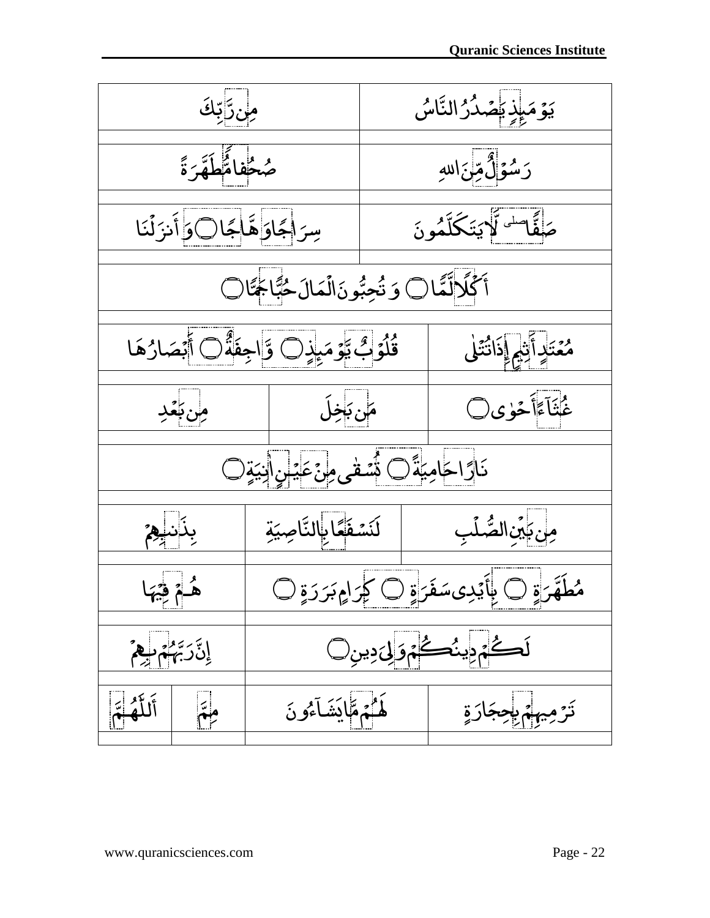| | |
|---|---|
| يَوْمَئِذٍ يَصْدُرُ النَّاسُ | مِن رَّبِّكَ |
| | |
| رَسُوْلٌ مِّنَ اللهِ | صُحُفًا مُّطَهَّرَةً |
| | |
| صَفًّا ۖ لَّا يَتَكَلَّمُونَ | سِرَاجًا وَهَّاجًا ۝ وَأَنزَلْنَا |
| | |
| أَكْلًا لَّمًّا ۝ وَتُحِبُّونَ الْمَالَ حُبًّا جَمًّا ۝ | |
| | |
| مُعْتَدٍ أَثِيمٍ إِذَا تُتْلَىٰ | قُلُوبٌ يَوْمَئِذٍ ۝ وَاجِفَةٌ ۝ أَبْصَارُهَا |
| | |
| غُثَاءً أَحْوَىٰ ۝ | مَن بَخِلَ · مِن بَعْدِ |
| | |
| نَارًا حَامِيَةً ۝ تُسْقَىٰ مِنْ عَيْنٍ آنِيَةٍ ۝ | |
| | |
| مِن بَيْنِ الصُّلْبِ | لَنَسْفَعًا بِالنَّاصِيَةِ · بِذَنبِهِمْ |
| | |
| مُطَهَّرَةٍ ۝ بِأَيْدِي سَفَرَةٍ ۝ كِرَامٍ بَرَرَةٍ ۝ | هُمْ فِيهَا |
| | |
| لَكُمْ دِينُكُمْ وَلِيَ دِينِ ۝ | إِنَّ رَبَّهُم بِهِمْ |
| | |
| تَرْمِيهِم بِحِجَارَةٍ · لَهُم مَّا يَشَاءُونَ | مِمَّ · أَللَّهُمَّ |
| | |